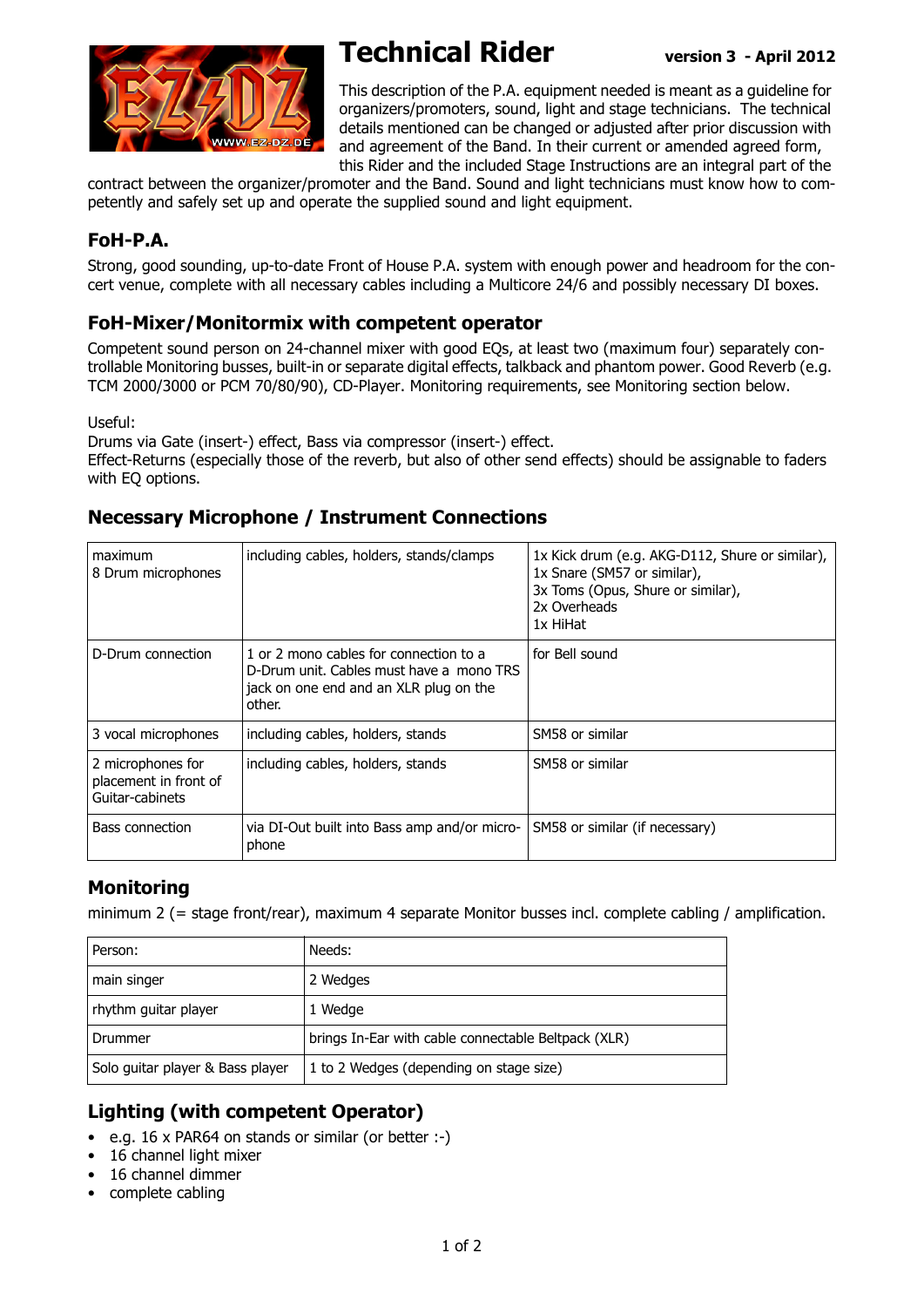# Technical Rider

**version 3 - April 2012**

This description of the P.A. equipment needed is meant as a guideline for organizers/promoters, sound, light and stage technicians. The technical details mentioned can be changed or adjusted after prior discussion with and agreement of the Band. In their current or amended agreed form, this Rider and the included Stage Instructions are an integral part of the contract between the organizer/promoter and the Band. Sound and light technicians must know how to competently and safely set up and operate the supplied sound and light equipment.

## FoH-P.A.

Strong, good sounding, up-to-date Front of House P.A. system with enough power and headroom for the concert venue, complete with all necessary cables including a Multicore 24/6 and possibly necessary DI boxes.

## FoH-Mixer/Monitormix with competent operator

Competent sound person on 24-channel mixer with good EQs, at least two (maximum four) separately controllable Monitoring busses, built-in or separate digital effects, talkback and phantom power. Good Reverb (e.g. TCM 2000/3000 or PCM 70/80/90), CD-Player. Monitoring requirements, see Monitoring section below.

Useful:
Drums via Gate (insert-) effect, Bass via compressor (insert-) effect.
Effect-Returns (especially those of the reverb, but also of other send effects) should be assignable to faders with EQ options.

## Necessary Microphone / Instrument Connections

| | | |
|---|---|---|
| maximum 8 Drum microphones | including cables, holders, stands/clamps | 1x Kick drum (e.g. AKG-D112, Shure or similar), 1x Snare (SM57 or similar), 3x Toms (Opus, Shure or similar), 2x Overheads 1x HiHat |
| D-Drum connection | 1 or 2 mono cables for connection to a D-Drum unit. Cables must have a mono TRS jack on one end and an XLR plug on the other. | for Bell sound |
| 3 vocal microphones | including cables, holders, stands | SM58 or similar |
| 2 microphones for placement in front of Guitar-cabinets | including cables, holders, stands | SM58 or similar |
| Bass connection | via DI-Out built into Bass amp and/or microphone | SM58 or similar (if necessary) |

## Monitoring

minimum 2 (= stage front/rear), maximum 4 separate Monitor busses incl. complete cabling / amplification.

| Person: | Needs: |
|---|---|
| main singer | 2 Wedges |
| rhythm guitar player | 1 Wedge |
| Drummer | brings In-Ear with cable connectable Beltpack (XLR) |
| Solo guitar player & Bass player | 1 to 2 Wedges (depending on stage size) |

## Lighting (with competent Operator)

- e.g. 16 x PAR64 on stands or similar (or better :-)
- 16 channel light mixer
- 16 channel dimmer
- complete cabling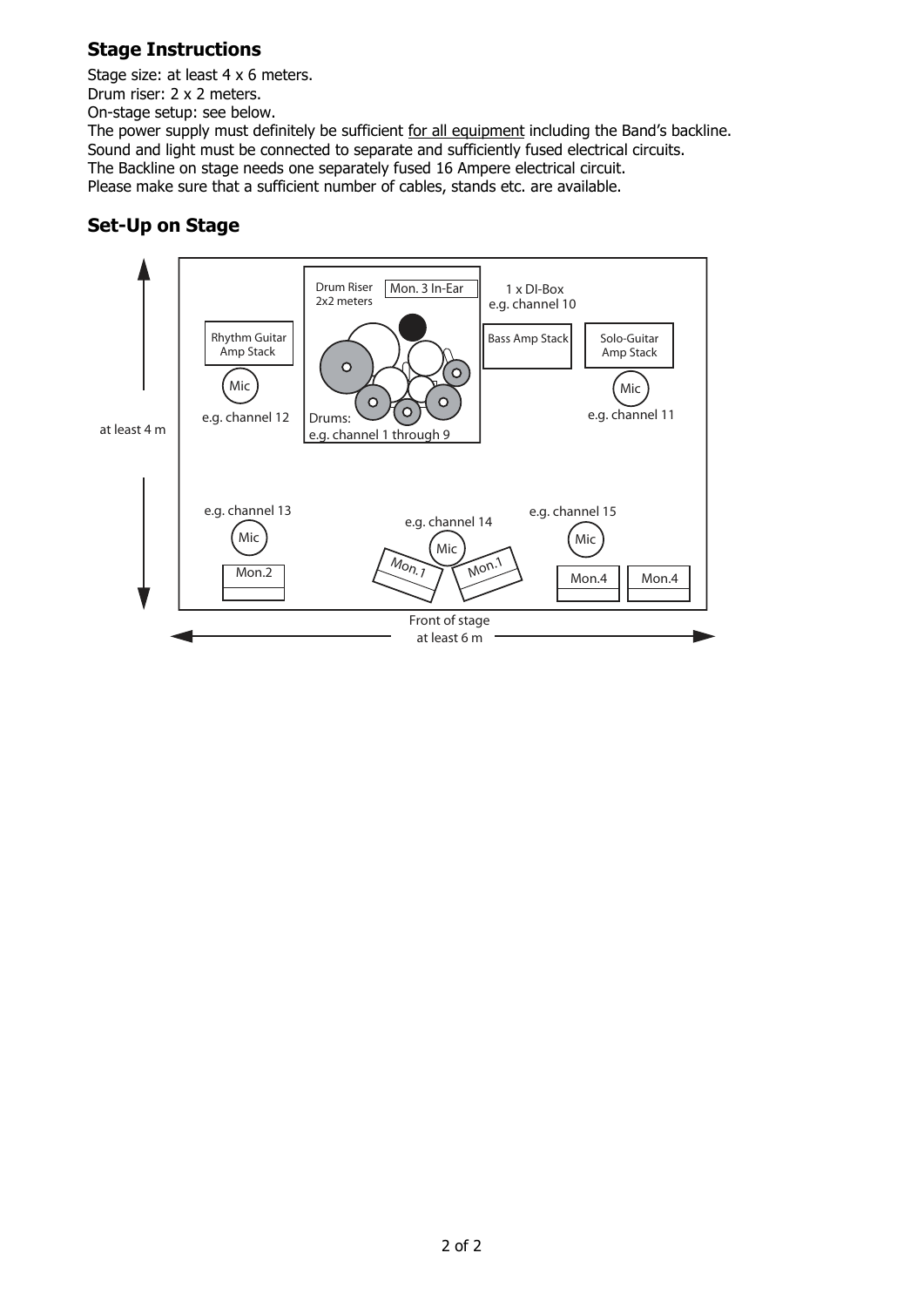## Stage Instructions

Stage size: at least 4 x 6 meters.
Drum riser: 2 x 2 meters.
On-stage setup: see below.
The power supply must definitely be sufficient for all equipment including the Band's backline.
Sound and light must be connected to separate and sufficiently fused electrical circuits.
The Backline on stage needs one separately fused 16 Ampere electrical circuit.
Please make sure that a sufficient number of cables, stands etc. are available.

## Set-Up on Stage

Drum Riser
2x2 meters
Mon. 3 In-Ear

1 x DI-Box
e.g. channel 10

Rhythm Guitar Amp Stack

Bass Amp Stack

Solo-Guitar Amp Stack

Mic

Mic

e.g. channel 12

Drums:
e.g. channel 1 through 9

e.g. channel 11

at least 4 m

e.g. channel 13

e.g. channel 14

e.g. channel 15

Mic

Mic

Mic

Mon.2

Mon.1

Mon.1

Mon.4

Mon.4

Front of stage
at least 6 m